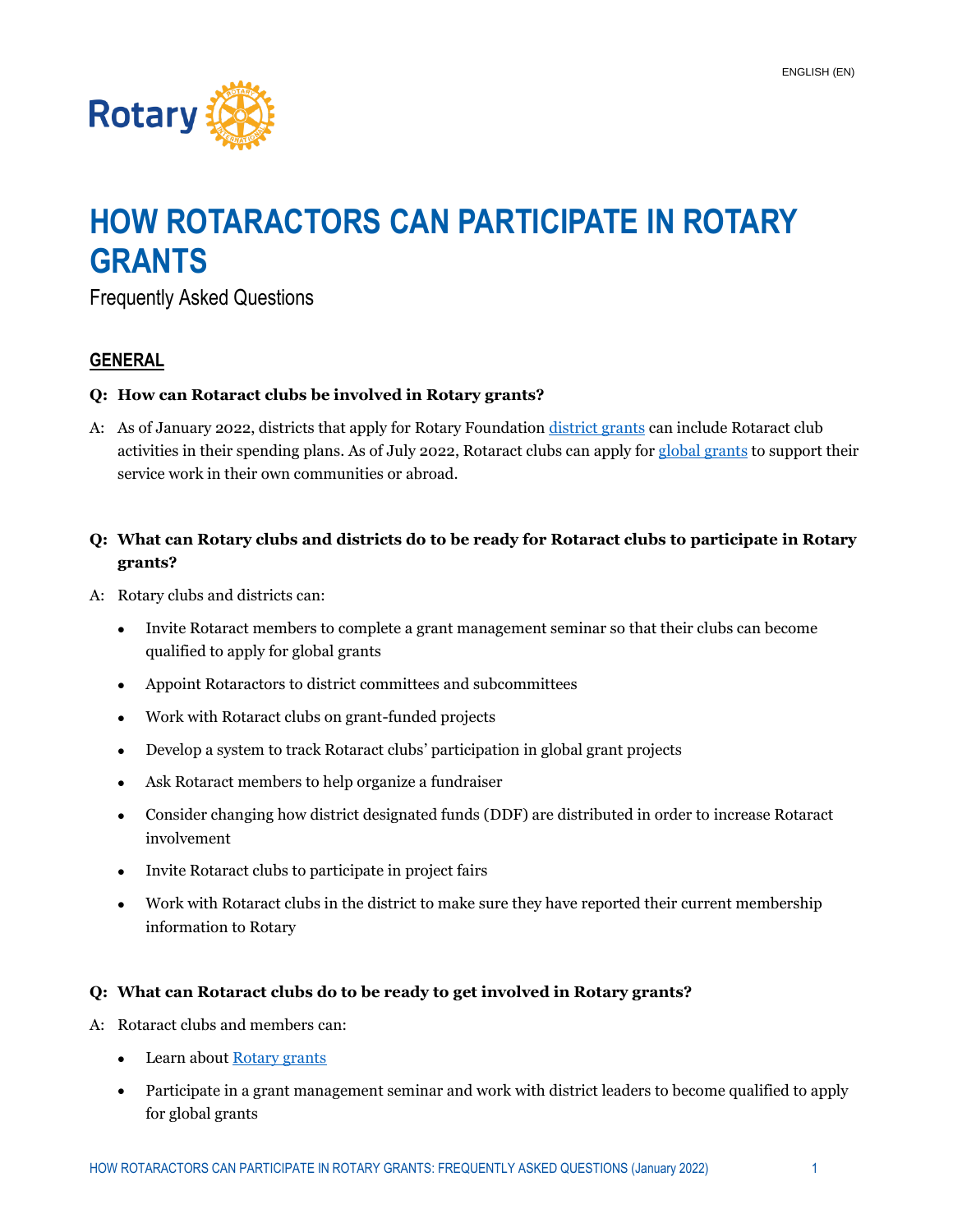# HOW ROTARACTORS CAN PARTICIPATE IN ROTARY GRANTS

Frequently Asked Questions

## GENERAL

**Q: How can Rotaract clubs be involved in Rotary grants?**

A: As of January 2022, districts that apply for Rotary Foundation district grants can include Rotaract club activities in their spending plans. As of July 2022, Rotaract clubs can apply for global grants to support their service work in their own communities or abroad.

**Q: What can Rotary clubs and districts do to be ready for Rotaract clubs to participate in Rotary grants?**

A: Rotary clubs and districts can:

- Invite Rotaract members to complete a grant management seminar so that their clubs can become qualified to apply for global grants
- Appoint Rotaractors to district committees and subcommittees
- Work with Rotaract clubs on grant-funded projects
- Develop a system to track Rotaract clubs' participation in global grant projects
- Ask Rotaract members to help organize a fundraiser
- Consider changing how district designated funds (DDF) are distributed in order to increase Rotaract involvement
- Invite Rotaract clubs to participate in project fairs
- Work with Rotaract clubs in the district to make sure they have reported their current membership information to Rotary

**Q: What can Rotaract clubs do to be ready to get involved in Rotary grants?**

A: Rotaract clubs and members can:

- Learn about Rotary grants
- Participate in a grant management seminar and work with district leaders to become qualified to apply for global grants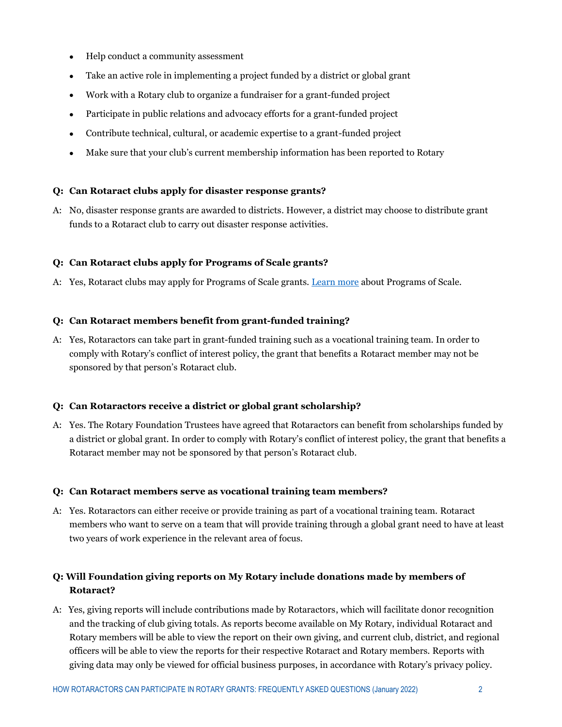- Help conduct a community assessment
- Take an active role in implementing a project funded by a district or global grant
- Work with a Rotary club to organize a fundraiser for a grant-funded project
- Participate in public relations and advocacy efforts for a grant-funded project
- Contribute technical, cultural, or academic expertise to a grant-funded project
- Make sure that your club's current membership information has been reported to Rotary

**Q: Can Rotaract clubs apply for disaster response grants?**

A: No, disaster response grants are awarded to districts. However, a district may choose to distribute grant funds to a Rotaract club to carry out disaster response activities.

**Q: Can Rotaract clubs apply for Programs of Scale grants?**

A: Yes, Rotaract clubs may apply for Programs of Scale grants. Learn more about Programs of Scale.

**Q: Can Rotaract members benefit from grant-funded training?**

A: Yes, Rotaractors can take part in grant-funded training such as a vocational training team. In order to comply with Rotary's conflict of interest policy, the grant that benefits a Rotaract member may not be sponsored by that person's Rotaract club.

**Q: Can Rotaractors receive a district or global grant scholarship?**

A: Yes. The Rotary Foundation Trustees have agreed that Rotaractors can benefit from scholarships funded by a district or global grant. In order to comply with Rotary's conflict of interest policy, the grant that benefits a Rotaract member may not be sponsored by that person's Rotaract club.

**Q: Can Rotaract members serve as vocational training team members?**

A: Yes. Rotaractors can either receive or provide training as part of a vocational training team. Rotaract members who want to serve on a team that will provide training through a global grant need to have at least two years of work experience in the relevant area of focus.

**Q: Will Foundation giving reports on My Rotary include donations made by members of Rotaract?**

A: Yes, giving reports will include contributions made by Rotaractors, which will facilitate donor recognition and the tracking of club giving totals. As reports become available on My Rotary, individual Rotaract and Rotary members will be able to view the report on their own giving, and current club, district, and regional officers will be able to view the reports for their respective Rotaract and Rotary members. Reports with giving data may only be viewed for official business purposes, in accordance with Rotary's privacy policy.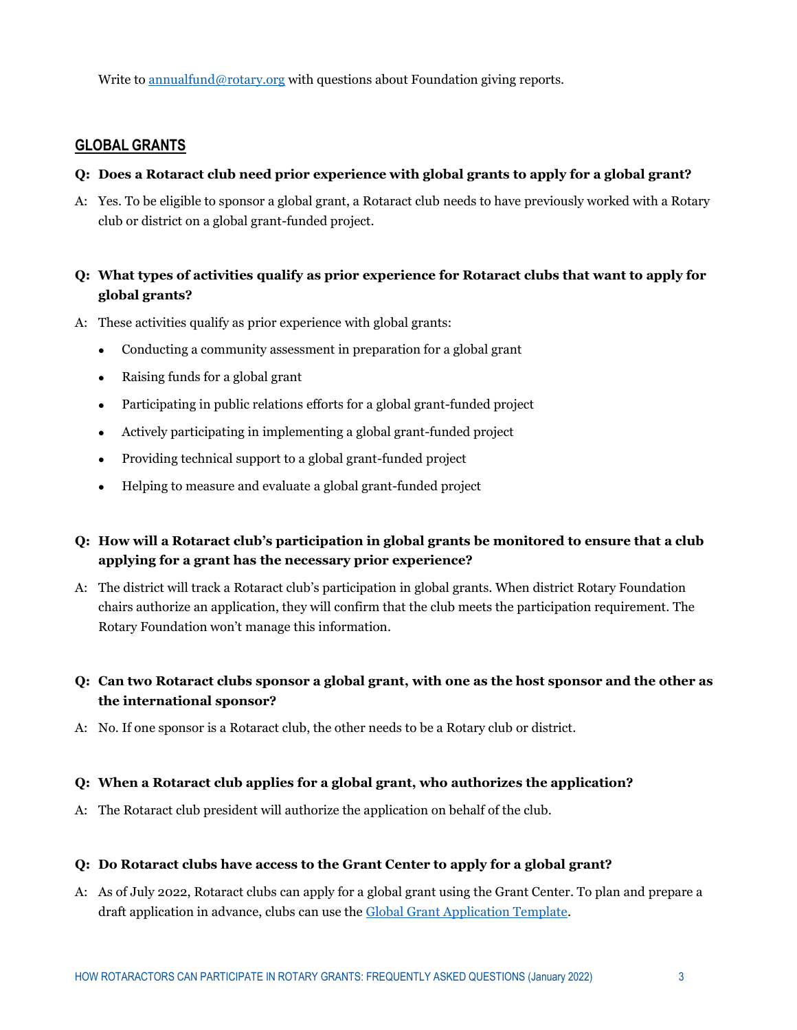Write to [annualfund@rotary.org](mailto:annualfund@rotary.org) with questions about Foundation giving reports.

## GLOBAL GRANTS

**Q: Does a Rotaract club need prior experience with global grants to apply for a global grant?**

A: Yes. To be eligible to sponsor a global grant, a Rotaract club needs to have previously worked with a Rotary club or district on a global grant-funded project.

**Q: What types of activities qualify as prior experience for Rotaract clubs that want to apply for global grants?**

A: These activities qualify as prior experience with global grants:

- Conducting a community assessment in preparation for a global grant
- Raising funds for a global grant
- Participating in public relations efforts for a global grant-funded project
- Actively participating in implementing a global grant-funded project
- Providing technical support to a global grant-funded project
- Helping to measure and evaluate a global grant-funded project

**Q: How will a Rotaract club's participation in global grants be monitored to ensure that a club applying for a grant has the necessary prior experience?**

A: The district will track a Rotaract club's participation in global grants. When district Rotary Foundation chairs authorize an application, they will confirm that the club meets the participation requirement. The Rotary Foundation won't manage this information.

**Q: Can two Rotaract clubs sponsor a global grant, with one as the host sponsor and the other as the international sponsor?**

A: No. If one sponsor is a Rotaract club, the other needs to be a Rotary club or district.

**Q: When a Rotaract club applies for a global grant, who authorizes the application?**

A: The Rotaract club president will authorize the application on behalf of the club.

**Q: Do Rotaract clubs have access to the Grant Center to apply for a global grant?**

A: As of July 2022, Rotaract clubs can apply for a global grant using the Grant Center. To plan and prepare a draft application in advance, clubs can use the Global Grant Application Template.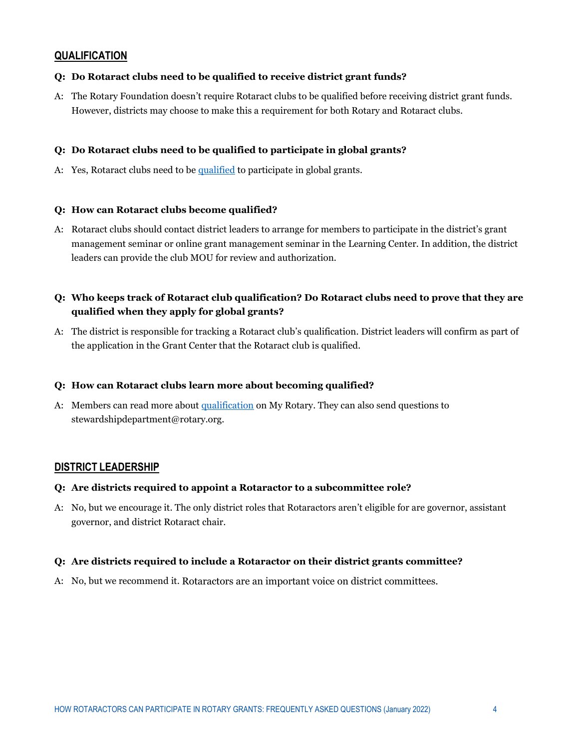## QUALIFICATION

**Q: Do Rotaract clubs need to be qualified to receive district grant funds?**

A: The Rotary Foundation doesn't require Rotaract clubs to be qualified before receiving district grant funds. However, districts may choose to make this a requirement for both Rotary and Rotaract clubs.

**Q: Do Rotaract clubs need to be qualified to participate in global grants?**

A: Yes, Rotaract clubs need to be qualified to participate in global grants.

**Q: How can Rotaract clubs become qualified?**

A: Rotaract clubs should contact district leaders to arrange for members to participate in the district's grant management seminar or online grant management seminar in the Learning Center. In addition, the district leaders can provide the club MOU for review and authorization.

**Q: Who keeps track of Rotaract club qualification? Do Rotaract clubs need to prove that they are qualified when they apply for global grants?**

A: The district is responsible for tracking a Rotaract club's qualification. District leaders will confirm as part of the application in the Grant Center that the Rotaract club is qualified.

**Q: How can Rotaract clubs learn more about becoming qualified?**

A: Members can read more about qualification on My Rotary. They can also send questions to stewardshipdepartment@rotary.org.

## DISTRICT LEADERSHIP

**Q: Are districts required to appoint a Rotaractor to a subcommittee role?**

A: No, but we encourage it. The only district roles that Rotaractors aren't eligible for are governor, assistant governor, and district Rotaract chair.

**Q: Are districts required to include a Rotaractor on their district grants committee?**

A: No, but we recommend it. Rotaractors are an important voice on district committees.